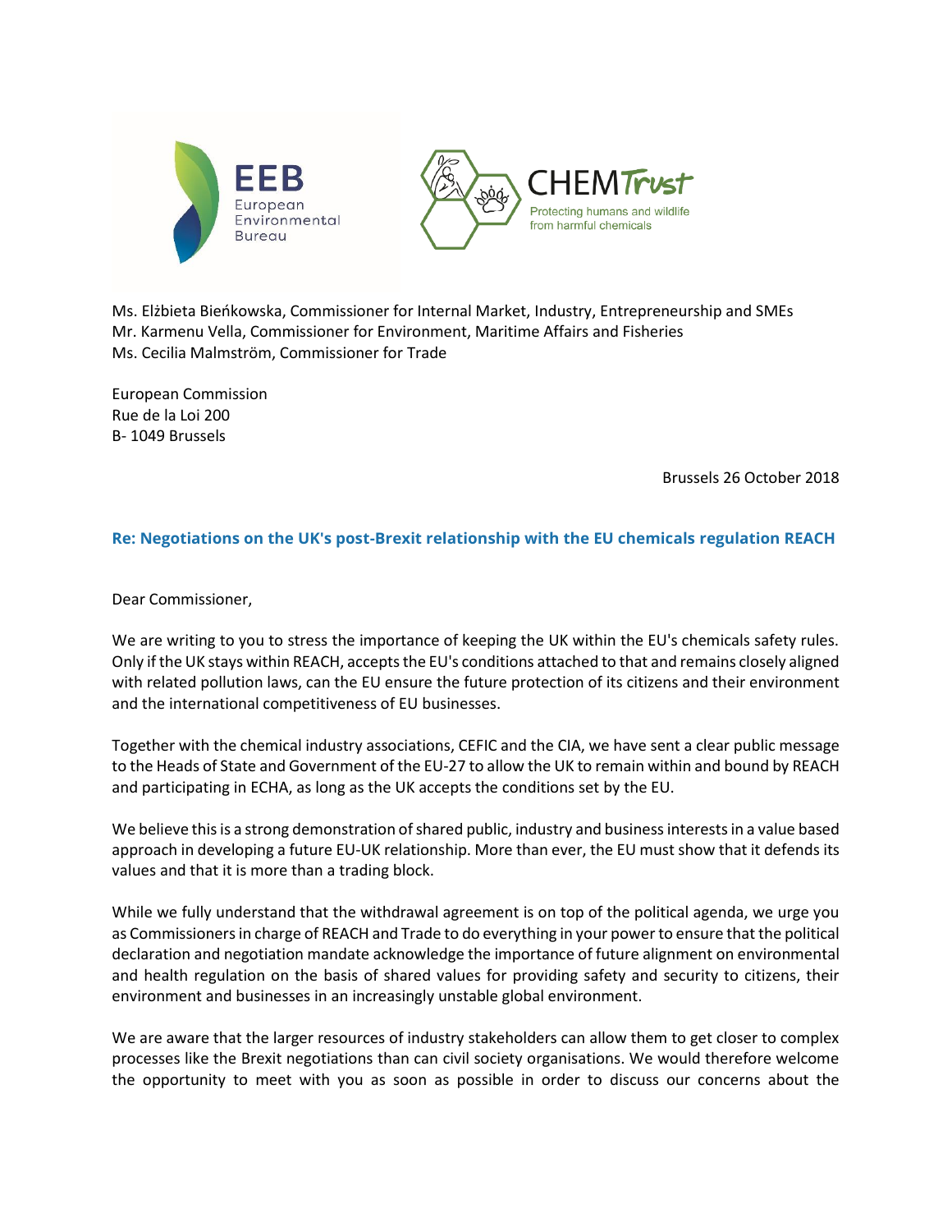EEB European Environmental Bureau

CHEMTrust Protecting humans and wildlife from harmful chemicals

Ms. Elżbieta Bieńkowska, Commissioner for Internal Market, Industry, Entrepreneurship and SMEs
Mr. Karmenu Vella, Commissioner for Environment, Maritime Affairs and Fisheries
Ms. Cecilia Malmström, Commissioner for Trade

European Commission
Rue de la Loi 200
B- 1049 Brussels

Brussels 26 October 2018

**Re: Negotiations on the UK's post-Brexit relationship with the EU chemicals regulation REACH**

Dear Commissioner,

We are writing to you to stress the importance of keeping the UK within the EU's chemicals safety rules. Only if the UK stays within REACH, accepts the EU's conditions attached to that and remains closely aligned with related pollution laws, can the EU ensure the future protection of its citizens and their environment and the international competitiveness of EU businesses.

Together with the chemical industry associations, CEFIC and the CIA, we have sent a clear public message to the Heads of State and Government of the EU-27 to allow the UK to remain within and bound by REACH and participating in ECHA, as long as the UK accepts the conditions set by the EU.

We believe this is a strong demonstration of shared public, industry and business interests in a value based approach in developing a future EU-UK relationship. More than ever, the EU must show that it defends its values and that it is more than a trading block.

While we fully understand that the withdrawal agreement is on top of the political agenda, we urge you as Commissioners in charge of REACH and Trade to do everything in your power to ensure that the political declaration and negotiation mandate acknowledge the importance of future alignment on environmental and health regulation on the basis of shared values for providing safety and security to citizens, their environment and businesses in an increasingly unstable global environment.

We are aware that the larger resources of industry stakeholders can allow them to get closer to complex processes like the Brexit negotiations than can civil society organisations. We would therefore welcome the opportunity to meet with you as soon as possible in order to discuss our concerns about the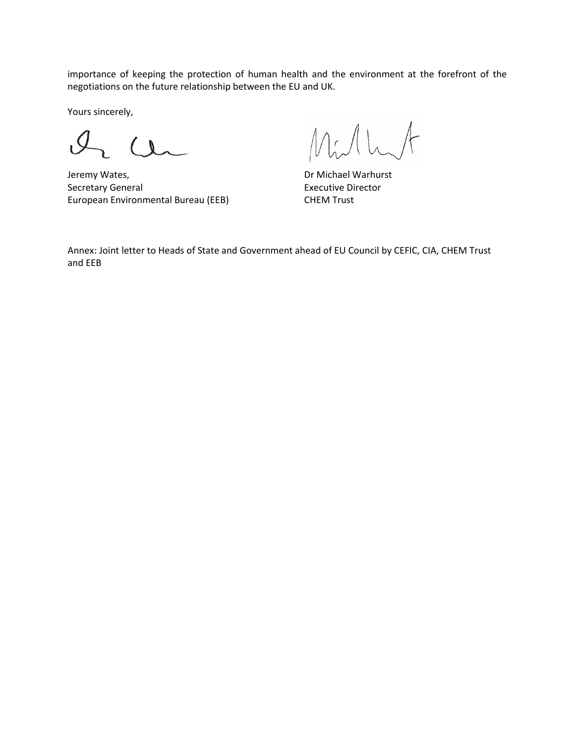importance of keeping the protection of human health and the environment at the forefront of the negotiations on the future relationship between the EU and UK.

Yours sincerely,

Jeremy Wates,
Secretary General
European Environmental Bureau (EEB)

Dr Michael Warhurst
Executive Director
CHEM Trust

Annex: Joint letter to Heads of State and Government ahead of EU Council by CEFIC, CIA, CHEM Trust and EEB